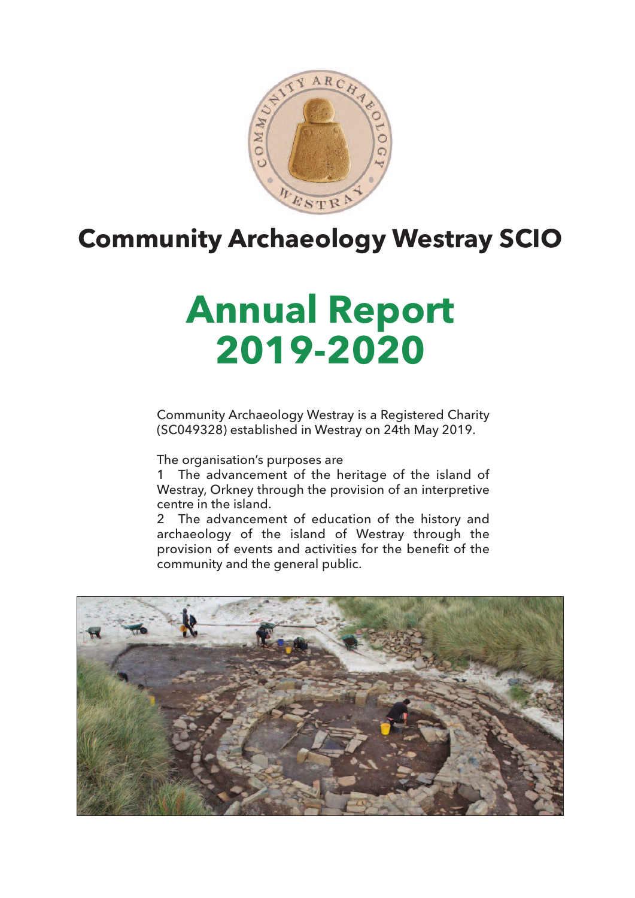# Community Archaeology Westray SCIO

# Annual Report 2019-2020

Community Archaeology Westray is a Registered Charity (SC049328) established in Westray on 24th May 2019.

The organisation's purposes are

1 The advancement of the heritage of the island of Westray, Orkney through the provision of an interpretive centre in the island.

2 The advancement of education of the history and archaeology of the island of Westray through the provision of events and activities for the benefit of the community and the general public.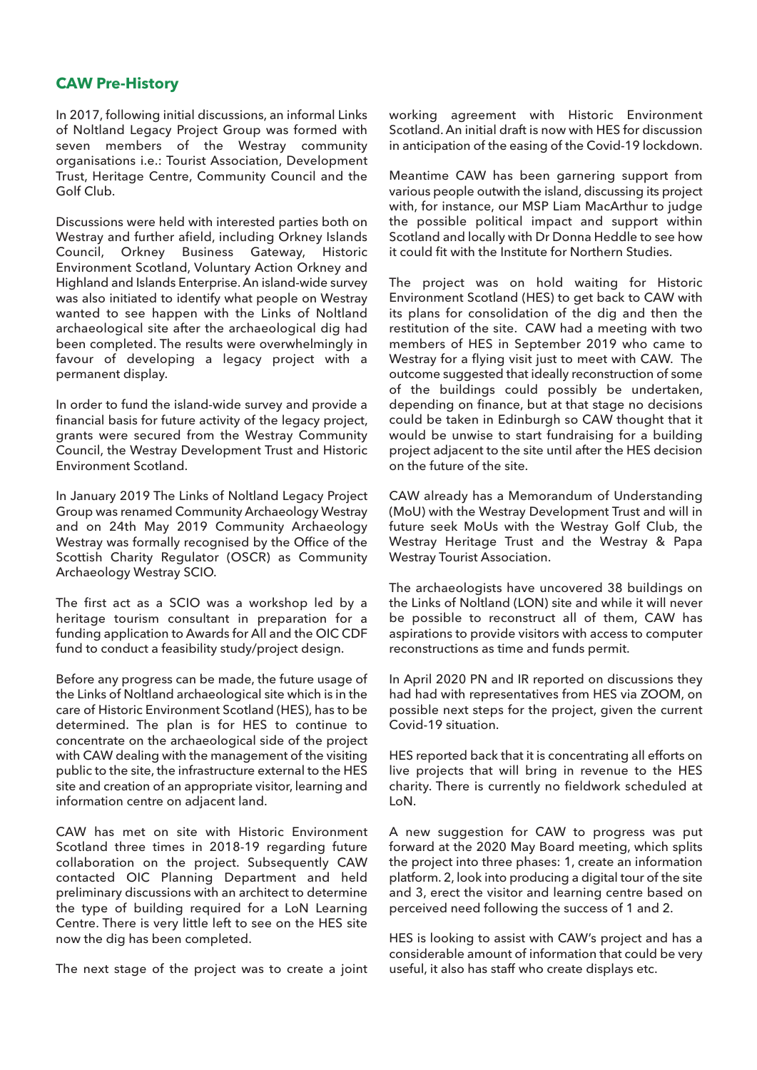## CAW Pre-History

In 2017, following initial discussions, an informal Links of Noltland Legacy Project Group was formed with seven members of the Westray community organisations i.e.: Tourist Association, Development Trust, Heritage Centre, Community Council and the Golf Club.

Discussions were held with interested parties both on Westray and further afield, including Orkney Islands Council, Orkney Business Gateway, Historic Environment Scotland, Voluntary Action Orkney and Highland and Islands Enterprise. An island-wide survey was also initiated to identify what people on Westray wanted to see happen with the Links of Noltland archaeological site after the archaeological dig had been completed. The results were overwhelmingly in favour of developing a legacy project with a permanent display.

In order to fund the island-wide survey and provide a financial basis for future activity of the legacy project, grants were secured from the Westray Community Council, the Westray Development Trust and Historic Environment Scotland.

In January 2019 The Links of Noltland Legacy Project Group was renamed Community Archaeology Westray and on 24th May 2019 Community Archaeology Westray was formally recognised by the Office of the Scottish Charity Regulator (OSCR) as Community Archaeology Westray SCIO.

The first act as a SCIO was a workshop led by a heritage tourism consultant in preparation for a funding application to Awards for All and the OIC CDF fund to conduct a feasibility study/project design.

Before any progress can be made, the future usage of the Links of Noltland archaeological site which is in the care of Historic Environment Scotland (HES), has to be determined. The plan is for HES to continue to concentrate on the archaeological side of the project with CAW dealing with the management of the visiting public to the site, the infrastructure external to the HES site and creation of an appropriate visitor, learning and information centre on adjacent land.

CAW has met on site with Historic Environment Scotland three times in 2018-19 regarding future collaboration on the project. Subsequently CAW contacted OIC Planning Department and held preliminary discussions with an architect to determine the type of building required for a LoN Learning Centre. There is very little left to see on the HES site now the dig has been completed.

The next stage of the project was to create a joint working agreement with Historic Environment Scotland. An initial draft is now with HES for discussion in anticipation of the easing of the Covid-19 lockdown.

Meantime CAW has been garnering support from various people outwith the island, discussing its project with, for instance, our MSP Liam MacArthur to judge the possible political impact and support within Scotland and locally with Dr Donna Heddle to see how it could fit with the Institute for Northern Studies.

The project was on hold waiting for Historic Environment Scotland (HES) to get back to CAW with its plans for consolidation of the dig and then the restitution of the site. CAW had a meeting with two members of HES in September 2019 who came to Westray for a flying visit just to meet with CAW. The outcome suggested that ideally reconstruction of some of the buildings could possibly be undertaken, depending on finance, but at that stage no decisions could be taken in Edinburgh so CAW thought that it would be unwise to start fundraising for a building project adjacent to the site until after the HES decision on the future of the site.

CAW already has a Memorandum of Understanding (MoU) with the Westray Development Trust and will in future seek MoUs with the Westray Golf Club, the Westray Heritage Trust and the Westray & Papa Westray Tourist Association.

The archaeologists have uncovered 38 buildings on the Links of Noltland (LON) site and while it will never be possible to reconstruct all of them, CAW has aspirations to provide visitors with access to computer reconstructions as time and funds permit.

In April 2020 PN and IR reported on discussions they had had with representatives from HES via ZOOM, on possible next steps for the project, given the current Covid-19 situation.

HES reported back that it is concentrating all efforts on live projects that will bring in revenue to the HES charity. There is currently no fieldwork scheduled at LoN.

A new suggestion for CAW to progress was put forward at the 2020 May Board meeting, which splits the project into three phases: 1, create an information platform. 2, look into producing a digital tour of the site and 3, erect the visitor and learning centre based on perceived need following the success of 1 and 2.

HES is looking to assist with CAW's project and has a considerable amount of information that could be very useful, it also has staff who create displays etc.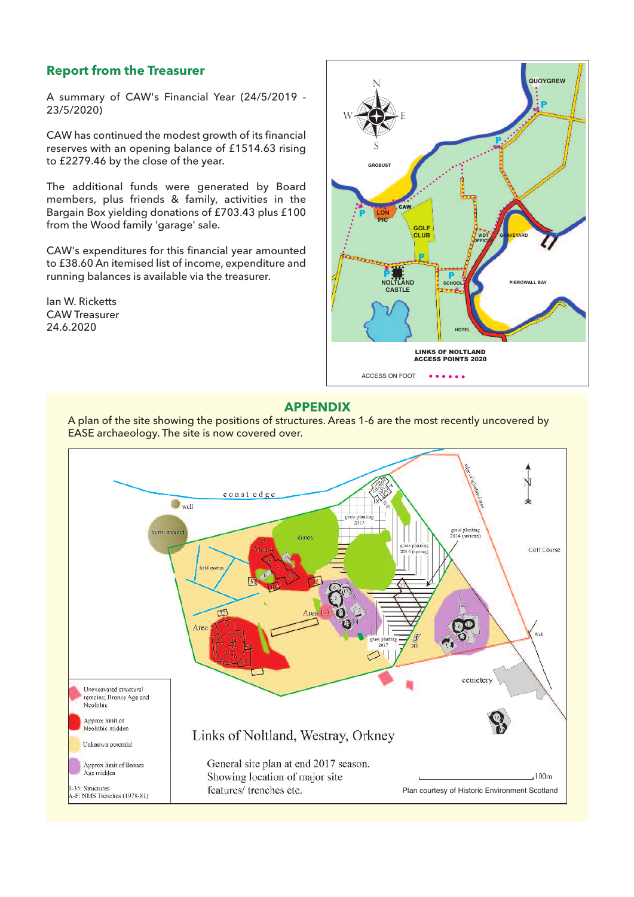## Report from the Treasurer

A summary of CAW's Financial Year (24/5/2019 - 23/5/2020)

CAW has continued the modest growth of its financial reserves with an opening balance of £1514.63 rising to £2279.46 by the close of the year.

The additional funds were generated by Board members, plus friends & family, activities in the Bargain Box yielding donations of £703.43 plus £100 from the Wood family 'garage' sale.

CAW's expenditures for this financial year amounted to £38.60 An itemised list of income, expenditure and running balances is available via the treasurer.

Ian W. Ricketts
CAW Treasurer
24.6.2020

LINKS OF NOLTLAND
ACCESS POINTS 2020

ACCESS ON FOOT

## APPENDIX

A plan of the site showing the positions of structures. Areas 1-6 are the most recently uncovered by EASE archaeology. The site is now covered over.

Links of Noltland, Westray, Orkney

General site plan at end 2017 season. Showing location of major site features/ trenches etc.

Plan courtesy of Historic Environment Scotland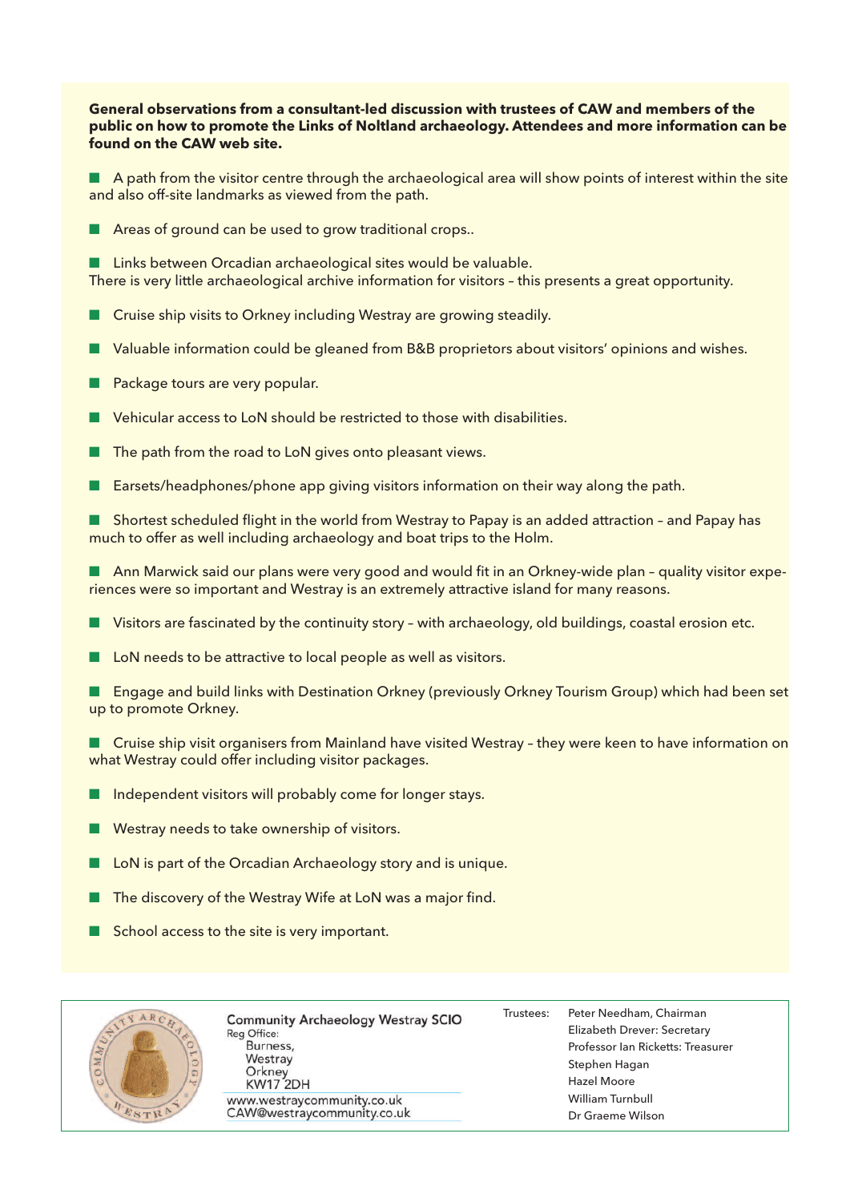**General observations from a consultant-led discussion with trustees of CAW and members of the public on how to promote the Links of Noltland archaeology. Attendees and more information can be found on the CAW web site.**

- A path from the visitor centre through the archaeological area will show points of interest within the site and also off-site landmarks as viewed from the path.

- Areas of ground can be used to grow traditional crops..

- Links between Orcadian archaeological sites would be valuable.
There is very little archaeological archive information for visitors – this presents a great opportunity.

- Cruise ship visits to Orkney including Westray are growing steadily.

- Valuable information could be gleaned from B&B proprietors about visitors' opinions and wishes.

- Package tours are very popular.

- Vehicular access to LoN should be restricted to those with disabilities.

- The path from the road to LoN gives onto pleasant views.

- Earsets/headphones/phone app giving visitors information on their way along the path.

- Shortest scheduled flight in the world from Westray to Papay is an added attraction – and Papay has much to offer as well including archaeology and boat trips to the Holm.

- Ann Marwick said our plans were very good and would fit in an Orkney-wide plan – quality visitor experiences were so important and Westray is an extremely attractive island for many reasons.

- Visitors are fascinated by the continuity story – with archaeology, old buildings, coastal erosion etc.

- LoN needs to be attractive to local people as well as visitors.

- Engage and build links with Destination Orkney (previously Orkney Tourism Group) which had been set up to promote Orkney.

- Cruise ship visit organisers from Mainland have visited Westray – they were keen to have information on what Westray could offer including visitor packages.

- Independent visitors will probably come for longer stays.

- Westray needs to take ownership of visitors.

- LoN is part of the Orcadian Archaeology story and is unique.

- The discovery of the Westray Wife at LoN was a major find.

- School access to the site is very important.

Community Archaeology Westray SCIO
Reg Office:
Burness,
Westray
Orkney
KW17 2DH
www.westraycommunity.co.uk
CAW@westraycommunity.co.uk

Trustees:
Peter Needham, Chairman
Elizabeth Drever: Secretary
Professor Ian Ricketts: Treasurer
Stephen Hagan
Hazel Moore
William Turnbull
Dr Graeme Wilson